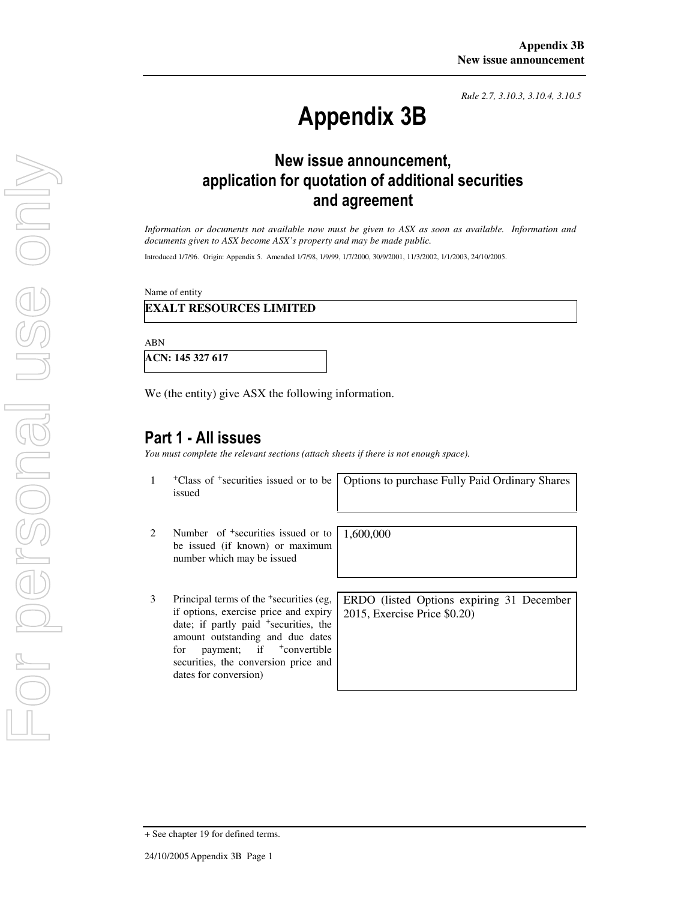*Rule 2.7, 3.10.3, 3.10.4, 3.10.5*

# Appendix 3B

## New issue announcement, application for quotation of additional securities and agreement

*Information or documents not available now must be given to ASX as soon as available. Information and documents given to ASX become ASX's property and may be made public.*

Introduced 1/7/96. Origin: Appendix 5. Amended 1/7/98, 1/9/99, 1/7/2000, 30/9/2001, 11/3/2002, 1/1/2003, 24/10/2005.

Name of entity

**EXALT RESOURCES LIMITED**

ABN

**ACN: 145 327 617**

We (the entity) give ASX the following information.

## Part 1 - All issues

*You must complete the relevant sections (attach sheets if there is not enough space).*

| | | |
|---|---|---|
| 1 | +Class of +securities issued or to be issued | Options to purchase Fully Paid Ordinary Shares |
| 2 | Number of +securities issued or to be issued (if known) or maximum number which may be issued | 1,600,000 |
| 3 | Principal terms of the +securities (eg, if options, exercise price and expiry date; if partly paid +securities, the amount outstanding and due dates for payment; if +convertible securities, the conversion price and dates for conversion) | ERDO (listed Options expiring 31 December 2015, Exercise Price $0.20) |

+ See chapter 19 for defined terms.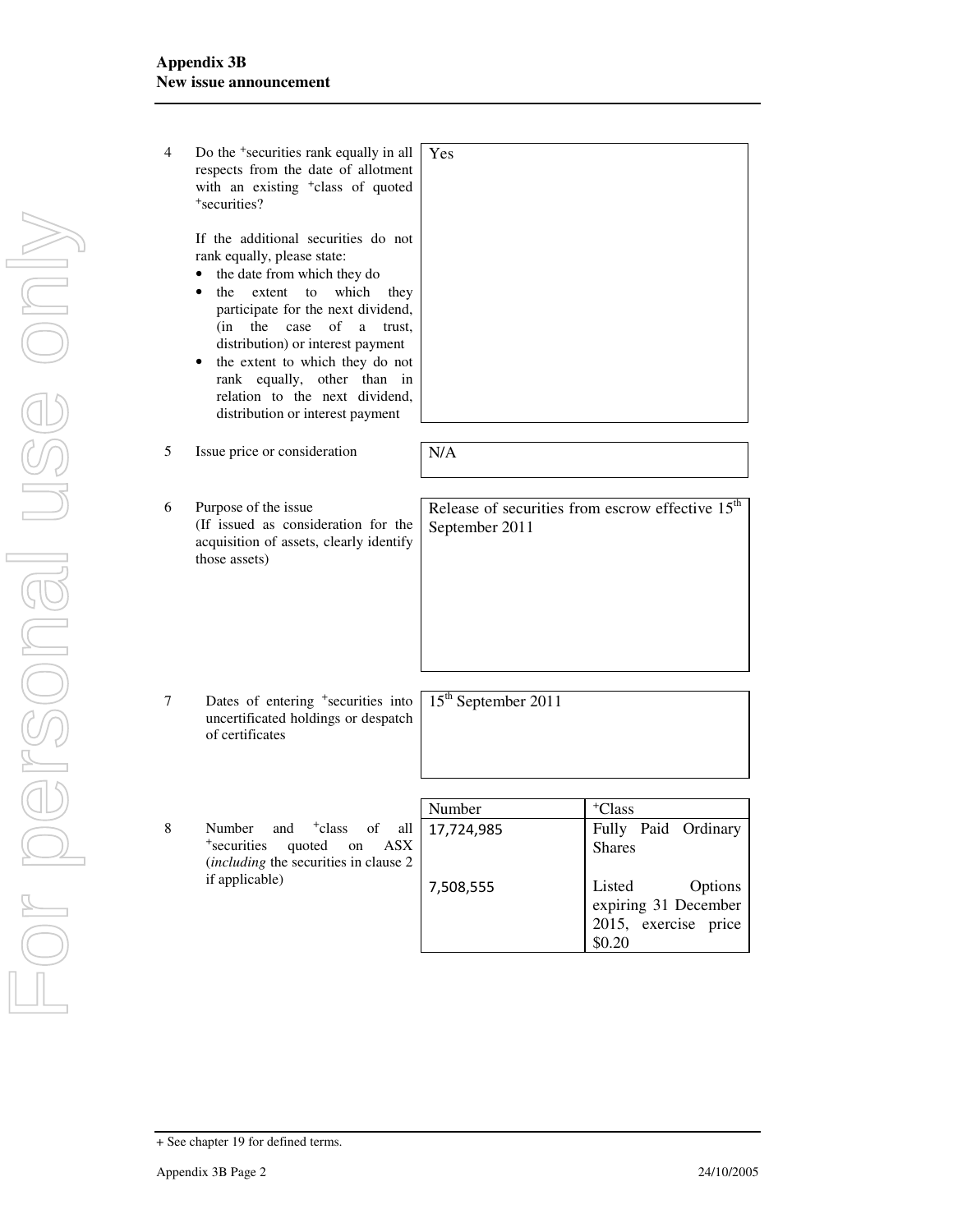| | | |
|---|---|---|
| 4 | Do the +securities rank equally in all respects from the date of allotment with an existing +class of quoted +securities?<br><br>If the additional securities do not rank equally, please state:<br>• the date from which they do<br>• the extent to which they participate for the next dividend, (in the case of a trust, distribution) or interest payment<br>• the extent to which they do not rank equally, other than in relation to the next dividend, distribution or interest payment | Yes |
| 5 | Issue price or consideration | N/A |
| 6 | Purpose of the issue<br>(If issued as consideration for the acquisition of assets, clearly identify those assets) | Release of securities from escrow effective 15th September 2011 |
| 7 | Dates of entering +securities into uncertificated holdings or despatch of certificates | 15th September 2011 |

| | | Number | +Class |
|---|---|---|---|
| 8 | Number and +class of all +securities quoted on ASX (*including* the securities in clause 2 if applicable) | 17,724,985 | Fully Paid Ordinary Shares |
| | | 7,508,555 | Listed Options expiring 31 December 2015, exercise price $0.20 |

+ See chapter 19 for defined terms.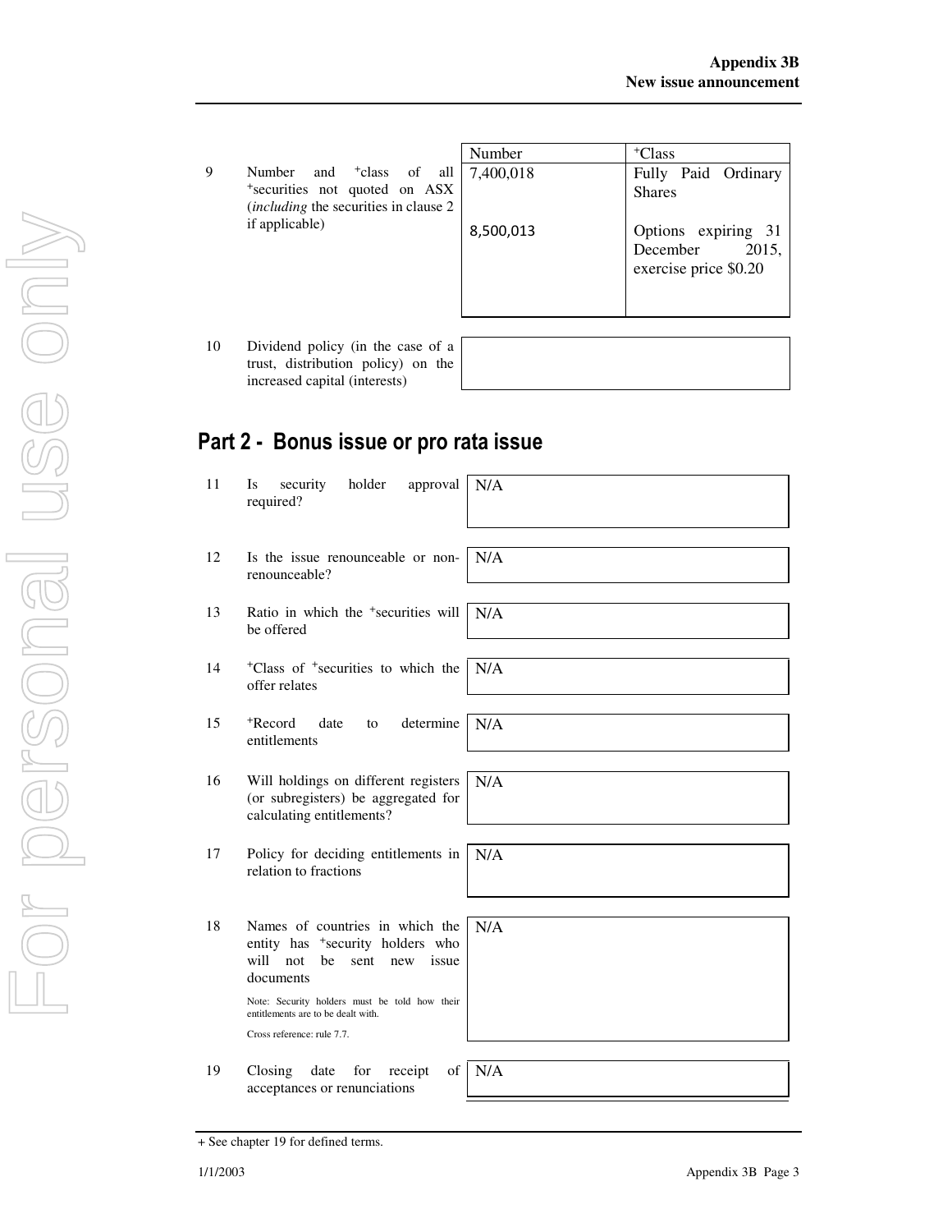| | | Number | +Class |
|---|---|---|---|
| 9 | Number and +class of all +securities not quoted on ASX (*including* the securities in clause 2 if applicable) | 7,400,018 | Fully Paid Ordinary Shares |
| | | 8,500,013 | Options expiring 31 December 2015, exercise price $0.20 |

| | | |
|---|---|---|
| 10 | Dividend policy (in the case of a trust, distribution policy) on the increased capital (interests) | |

## Part 2 - Bonus issue or pro rata issue

| | | |
|---|---|---|
| 11 | Is security holder approval required? | N/A |
| 12 | Is the issue renounceable or non-renounceable? | N/A |
| 13 | Ratio in which the +securities will be offered | N/A |
| 14 | +Class of +securities to which the offer relates | N/A |
| 15 | +Record date to determine entitlements | N/A |
| 16 | Will holdings on different registers (or subregisters) be aggregated for calculating entitlements? | N/A |
| 17 | Policy for deciding entitlements in relation to fractions | N/A |
| 18 | Names of countries in which the entity has +security holders who will not be sent new issue documents<br><br>Note: Security holders must be told how their entitlements are to be dealt with.<br><br>Cross reference: rule 7.7. | N/A |
| 19 | Closing date for receipt of acceptances or renunciations | N/A |

+ See chapter 19 for defined terms.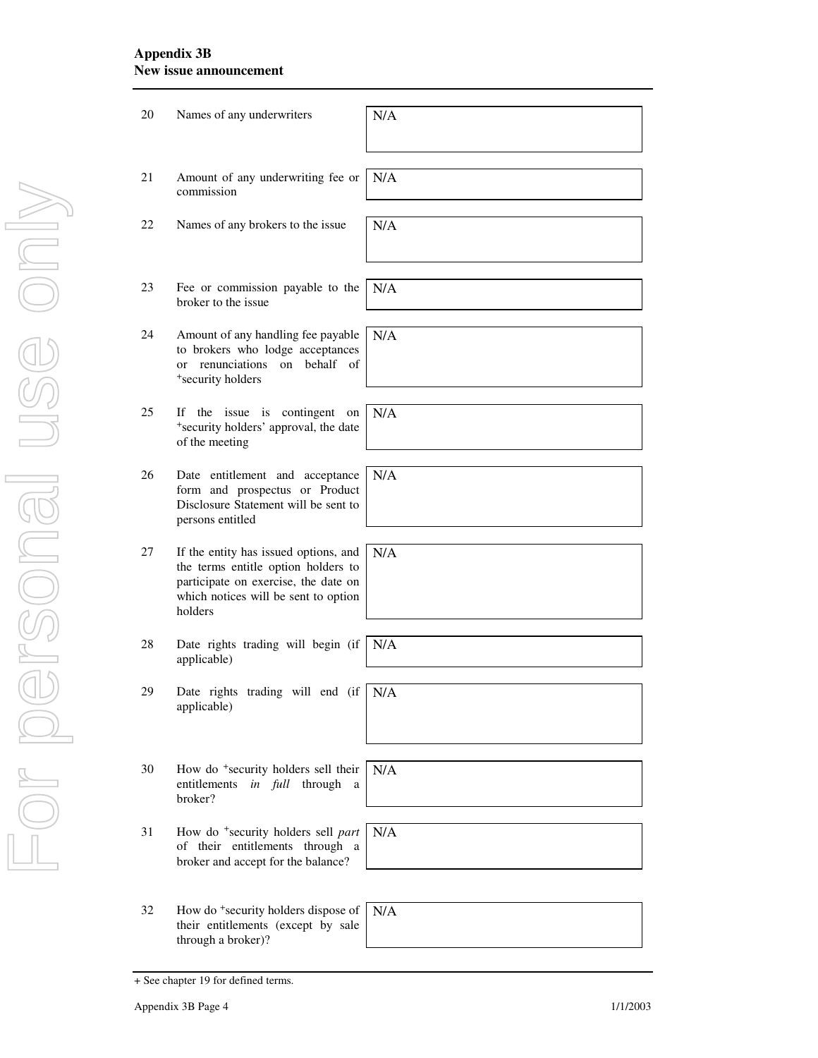| | | |
|---|---|---|
| 20 | Names of any underwriters | N/A |
| 21 | Amount of any underwriting fee or commission | N/A |
| 22 | Names of any brokers to the issue | N/A |
| 23 | Fee or commission payable to the broker to the issue | N/A |
| 24 | Amount of any handling fee payable to brokers who lodge acceptances or renunciations on behalf of +security holders | N/A |
| 25 | If the issue is contingent on +security holders' approval, the date of the meeting | N/A |
| 26 | Date entitlement and acceptance form and prospectus or Product Disclosure Statement will be sent to persons entitled | N/A |
| 27 | If the entity has issued options, and the terms entitle option holders to participate on exercise, the date on which notices will be sent to option holders | N/A |
| 28 | Date rights trading will begin (if applicable) | N/A |
| 29 | Date rights trading will end (if applicable) | N/A |
| 30 | How do +security holders sell their entitlements *in full* through a broker? | N/A |
| 31 | How do +security holders sell *part* of their entitlements through a broker and accept for the balance? | N/A |
| 32 | How do +security holders dispose of their entitlements (except by sale through a broker)? | N/A |

+ See chapter 19 for defined terms.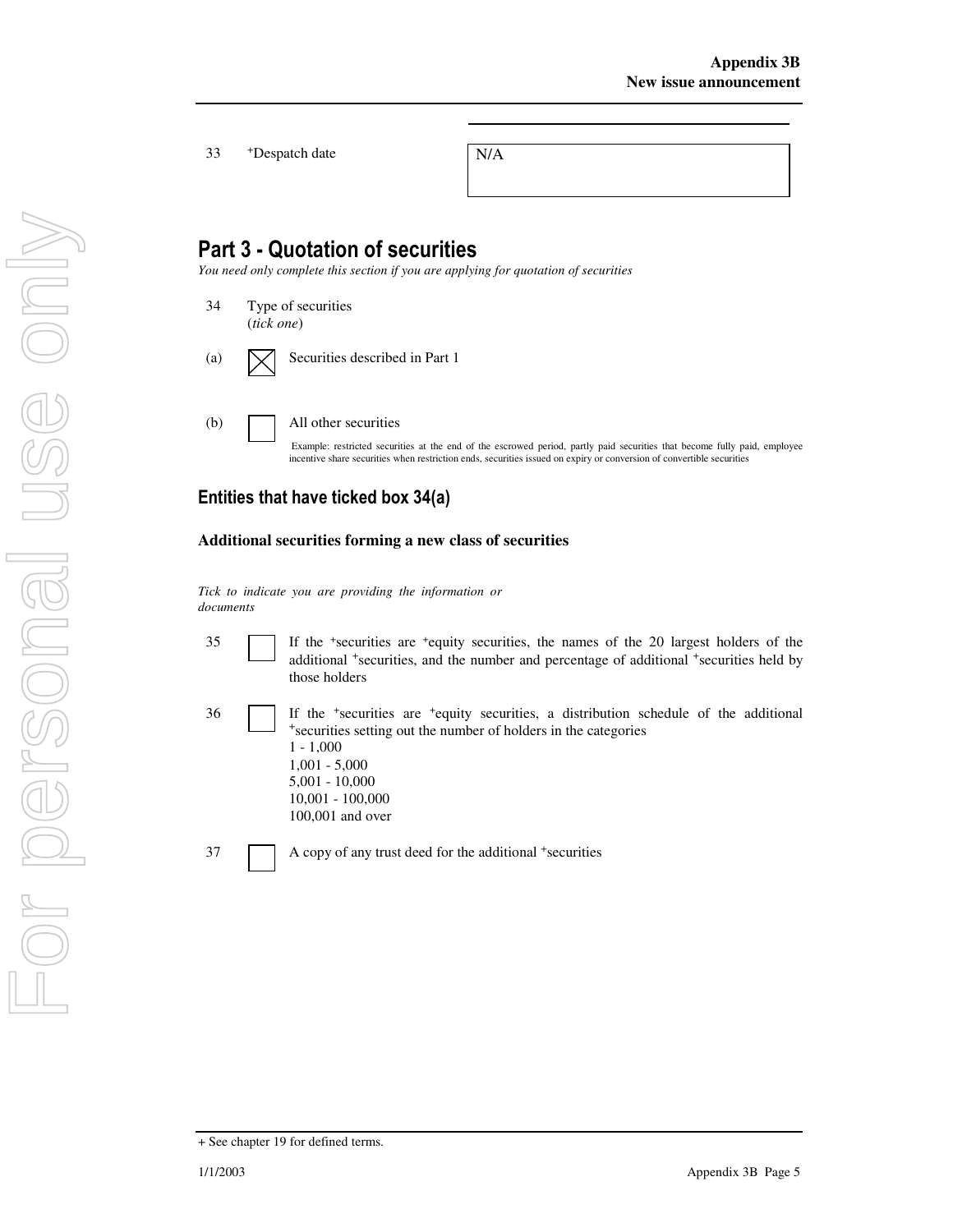| 33 | +Despatch date | N/A |
|---|---|---|

## Part 3 - Quotation of securities

*You need only complete this section if you are applying for quotation of securities*

34 Type of securities
(*tick one*)

(a) ☒ Securities described in Part 1

(b) ☐ All other securities

Example: restricted securities at the end of the escrowed period, partly paid securities that become fully paid, employee incentive share securities when restriction ends, securities issued on expiry or conversion of convertible securities

### Entities that have ticked box 34(a)

**Additional securities forming a new class of securities**

*Tick to indicate you are providing the information or documents*

35 ☐ If the +securities are +equity securities, the names of the 20 largest holders of the additional +securities, and the number and percentage of additional +securities held by those holders

36 ☐ If the +securities are +equity securities, a distribution schedule of the additional +securities setting out the number of holders in the categories
1 - 1,000
1,001 - 5,000
5,001 - 10,000
10,001 - 100,000
100,001 and over

37 ☐ A copy of any trust deed for the additional +securities

+ See chapter 19 for defined terms.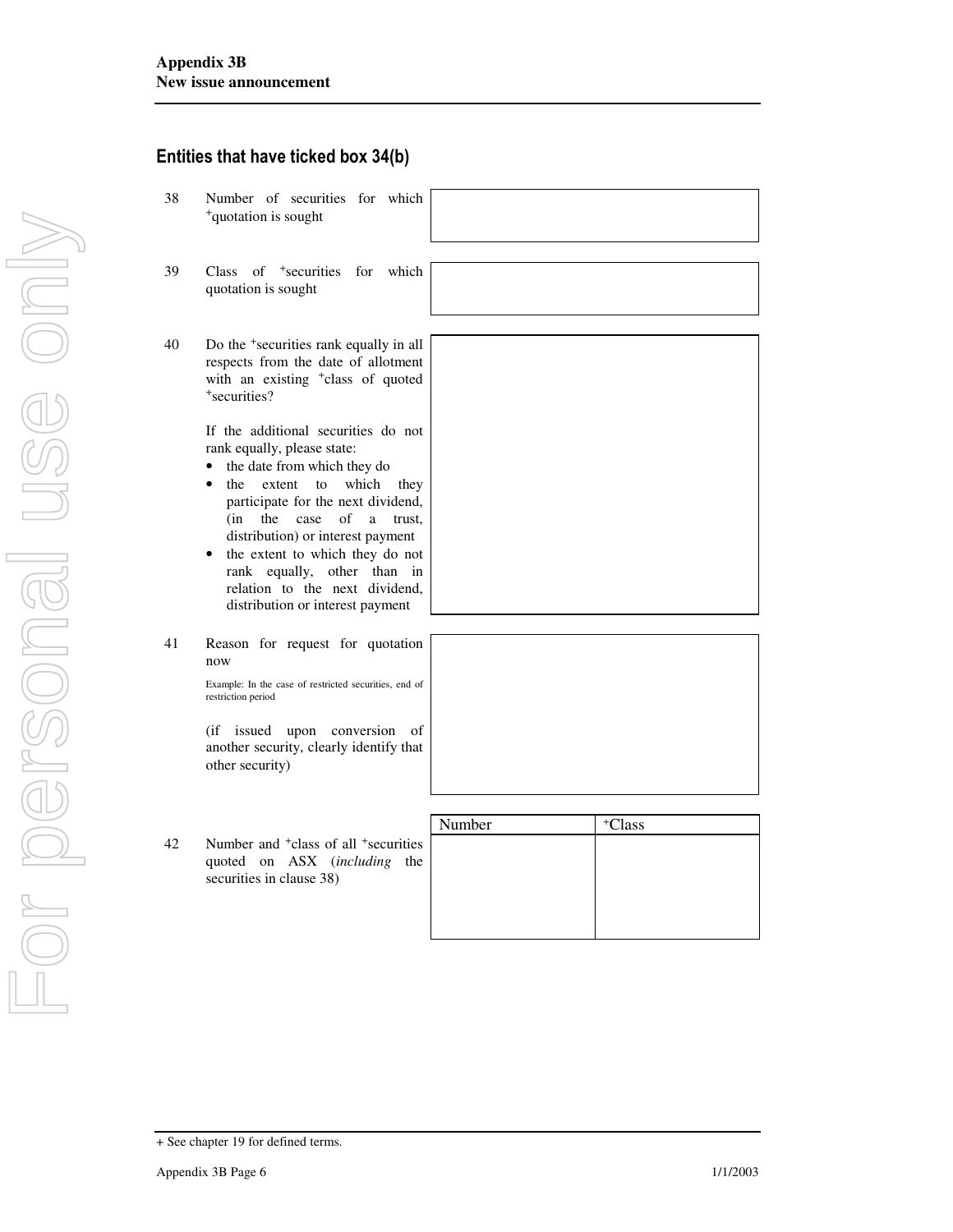## Entities that have ticked box 34(b)

| | | |
|---|---|---|
| 38 | Number of securities for which +quotation is sought | |
| 39 | Class of +securities for which quotation is sought | |
| 40 | Do the +securities rank equally in all respects from the date of allotment with an existing +class of quoted +securities?<br><br>If the additional securities do not rank equally, please state:<br>• the date from which they do<br>• the extent to which they participate for the next dividend, (in the case of a trust, distribution) or interest payment<br>• the extent to which they do not rank equally, other than in relation to the next dividend, distribution or interest payment | |
| 41 | Reason for request for quotation now<br><br>Example: In the case of restricted securities, end of restriction period<br><br>(if issued upon conversion of another security, clearly identify that other security) | |

42 Number and +class of all +securities quoted on ASX (*including* the securities in clause 38)

| Number | +Class |
|---|---|
| | |

+ See chapter 19 for defined terms.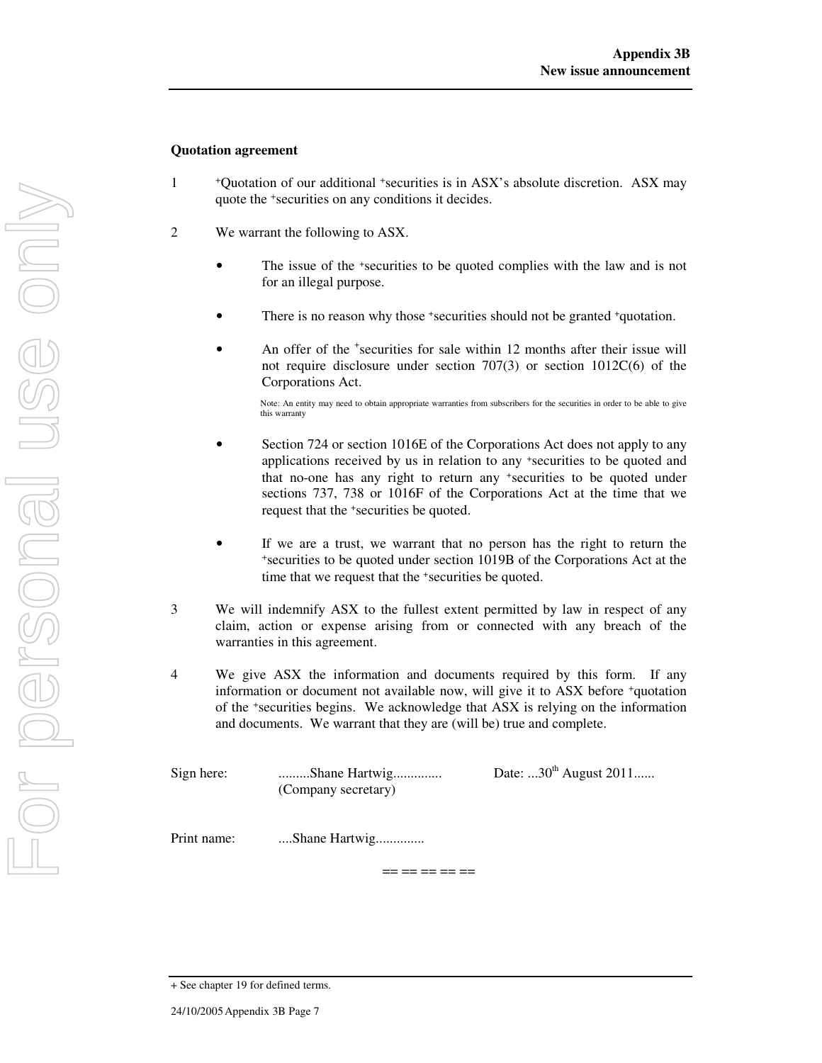**Quotation agreement**

1. +Quotation of our additional +securities is in ASX's absolute discretion. ASX may quote the +securities on any conditions it decides.

2. We warrant the following to ASX.

   - The issue of the +securities to be quoted complies with the law and is not for an illegal purpose.

   - There is no reason why those +securities should not be granted +quotation.

   - An offer of the +securities for sale within 12 months after their issue will not require disclosure under section 707(3) or section 1012C(6) of the Corporations Act.

     Note: An entity may need to obtain appropriate warranties from subscribers for the securities in order to be able to give this warranty

   - Section 724 or section 1016E of the Corporations Act does not apply to any applications received by us in relation to any +securities to be quoted and that no-one has any right to return any +securities to be quoted under sections 737, 738 or 1016F of the Corporations Act at the time that we request that the +securities be quoted.

   - If we are a trust, we warrant that no person has the right to return the +securities to be quoted under section 1019B of the Corporations Act at the time that we request that the +securities be quoted.

3. We will indemnify ASX to the fullest extent permitted by law in respect of any claim, action or expense arising from or connected with any breach of the warranties in this agreement.

4. We give ASX the information and documents required by this form. If any information or document not available now, will give it to ASX before +quotation of the +securities begins. We acknowledge that ASX is relying on the information and documents. We warrant that they are (will be) true and complete.

Sign here: .........Shane Hartwig.............. (Company secretary) Date: ...30th August 2011......

Print name: ....Shane Hartwig..............

== == == == ==

+ See chapter 19 for defined terms.